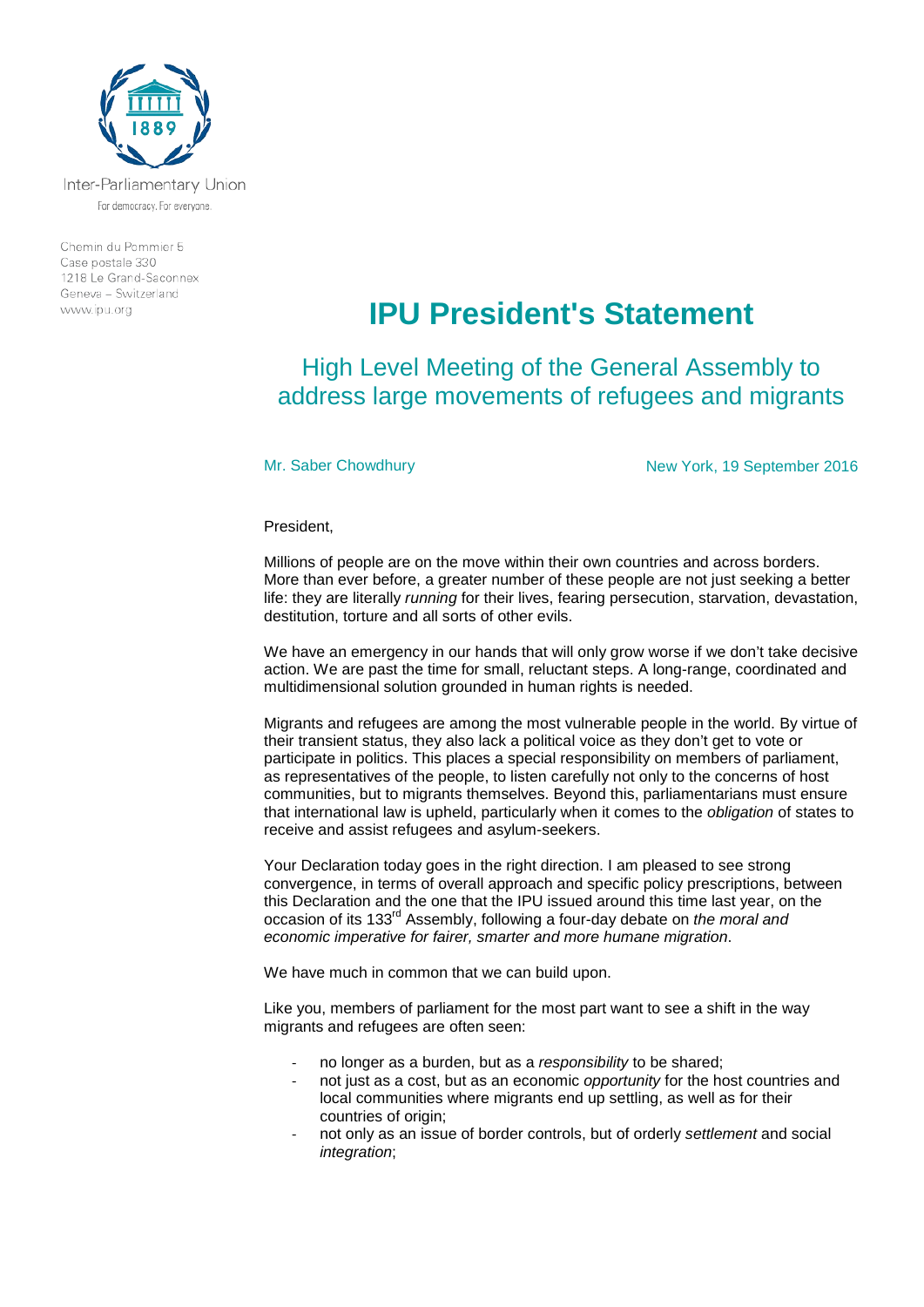Inter-Parliamentary Union

For democracy. For everyone.

Chemin du Pommier 5
Case postale 330
1218 Le Grand-Saconnex
Geneva – Switzerland
www.ipu.org

# IPU President's Statement

## High Level Meeting of the General Assembly to address large movements of refugees and migrants

Mr. Saber Chowdhury

New York, 19 September 2016

President,

Millions of people are on the move within their own countries and across borders. More than ever before, a greater number of these people are not just seeking a better life: they are literally *running* for their lives, fearing persecution, starvation, devastation, destitution, torture and all sorts of other evils.

We have an emergency in our hands that will only grow worse if we don't take decisive action. We are past the time for small, reluctant steps. A long-range, coordinated and multidimensional solution grounded in human rights is needed.

Migrants and refugees are among the most vulnerable people in the world. By virtue of their transient status, they also lack a political voice as they don't get to vote or participate in politics. This places a special responsibility on members of parliament, as representatives of the people, to listen carefully not only to the concerns of host communities, but to migrants themselves. Beyond this, parliamentarians must ensure that international law is upheld, particularly when it comes to the *obligation* of states to receive and assist refugees and asylum-seekers.

Your Declaration today goes in the right direction. I am pleased to see strong convergence, in terms of overall approach and specific policy prescriptions, between this Declaration and the one that the IPU issued around this time last year, on the occasion of its 133rd Assembly, following a four-day debate on *the moral and economic imperative for fairer, smarter and more humane migration*.

We have much in common that we can build upon.

Like you, members of parliament for the most part want to see a shift in the way migrants and refugees are often seen:

- no longer as a burden, but as a *responsibility* to be shared;
- not just as a cost, but as an economic *opportunity* for the host countries and local communities where migrants end up settling, as well as for their countries of origin;
- not only as an issue of border controls, but of orderly *settlement* and social *integration*;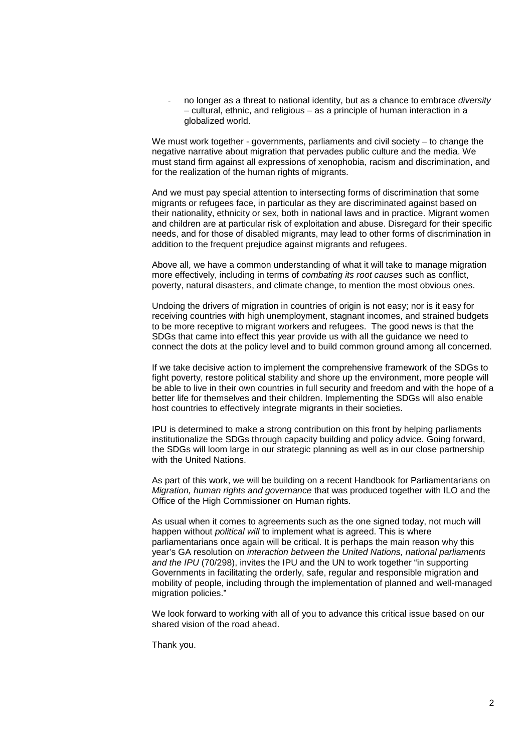- no longer as a threat to national identity, but as a chance to embrace *diversity* – cultural, ethnic, and religious – as a principle of human interaction in a globalized world.

We must work together - governments, parliaments and civil society – to change the negative narrative about migration that pervades public culture and the media. We must stand firm against all expressions of xenophobia, racism and discrimination, and for the realization of the human rights of migrants.

And we must pay special attention to intersecting forms of discrimination that some migrants or refugees face, in particular as they are discriminated against based on their nationality, ethnicity or sex, both in national laws and in practice. Migrant women and children are at particular risk of exploitation and abuse. Disregard for their specific needs, and for those of disabled migrants, may lead to other forms of discrimination in addition to the frequent prejudice against migrants and refugees.

Above all, we have a common understanding of what it will take to manage migration more effectively, including in terms of *combating its root causes* such as conflict, poverty, natural disasters, and climate change, to mention the most obvious ones.

Undoing the drivers of migration in countries of origin is not easy; nor is it easy for receiving countries with high unemployment, stagnant incomes, and strained budgets to be more receptive to migrant workers and refugees. The good news is that the SDGs that came into effect this year provide us with all the guidance we need to connect the dots at the policy level and to build common ground among all concerned.

If we take decisive action to implement the comprehensive framework of the SDGs to fight poverty, restore political stability and shore up the environment, more people will be able to live in their own countries in full security and freedom and with the hope of a better life for themselves and their children. Implementing the SDGs will also enable host countries to effectively integrate migrants in their societies.

IPU is determined to make a strong contribution on this front by helping parliaments institutionalize the SDGs through capacity building and policy advice. Going forward, the SDGs will loom large in our strategic planning as well as in our close partnership with the United Nations.

As part of this work, we will be building on a recent Handbook for Parliamentarians on *Migration, human rights and governance* that was produced together with ILO and the Office of the High Commissioner on Human rights.

As usual when it comes to agreements such as the one signed today, not much will happen without *political will* to implement what is agreed. This is where parliamentarians once again will be critical. It is perhaps the main reason why this year's GA resolution on *interaction between the United Nations, national parliaments and the IPU* (70/298), invites the IPU and the UN to work together "in supporting Governments in facilitating the orderly, safe, regular and responsible migration and mobility of people, including through the implementation of planned and well-managed migration policies."

We look forward to working with all of you to advance this critical issue based on our shared vision of the road ahead.

Thank you.